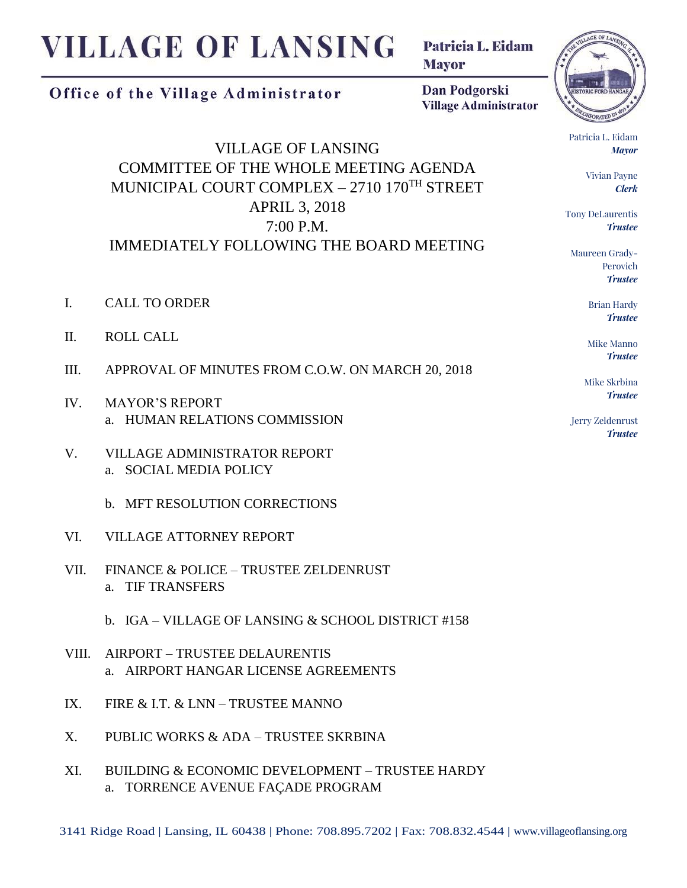# VILLAGE OF LANSING

**Office of the Village Administrator**

**Patricia L. Eidam**
**Mayor**

**Dan Podgorski**
**Village Administrator**

Patricia L. Eidam
***Mayor***

Vivian Payne
***Clerk***

Tony DeLaurentis
***Trustee***

Maureen Grady-Perovich
***Trustee***

Brian Hardy
***Trustee***

Mike Manno
***Trustee***

Mike Skrbina
***Trustee***

Jerry Zeldenrust
***Trustee***

VILLAGE OF LANSING
COMMITTEE OF THE WHOLE MEETING AGENDA
MUNICIPAL COURT COMPLEX – 2710 170TH STREET
APRIL 3, 2018
7:00 P.M.
IMMEDIATELY FOLLOWING THE BOARD MEETING

I. CALL TO ORDER

II. ROLL CALL

III. APPROVAL OF MINUTES FROM C.O.W. ON MARCH 20, 2018

IV. MAYOR'S REPORT
   a. HUMAN RELATIONS COMMISSION

V. VILLAGE ADMINISTRATOR REPORT
   a. SOCIAL MEDIA POLICY

   b. MFT RESOLUTION CORRECTIONS

VI. VILLAGE ATTORNEY REPORT

VII. FINANCE & POLICE – TRUSTEE ZELDENRUST
   a. TIF TRANSFERS

   b. IGA – VILLAGE OF LANSING & SCHOOL DISTRICT #158

VIII. AIRPORT – TRUSTEE DELAURENTIS
   a. AIRPORT HANGAR LICENSE AGREEMENTS

IX. FIRE & I.T. & LNN – TRUSTEE MANNO

X. PUBLIC WORKS & ADA – TRUSTEE SKRBINA

XI. BUILDING & ECONOMIC DEVELOPMENT – TRUSTEE HARDY
   a. TORRENCE AVENUE FAÇADE PROGRAM

3141 Ridge Road | Lansing, IL 60438 | Phone: 708.895.7202 | Fax: 708.832.4544 | www.villageoflansing.org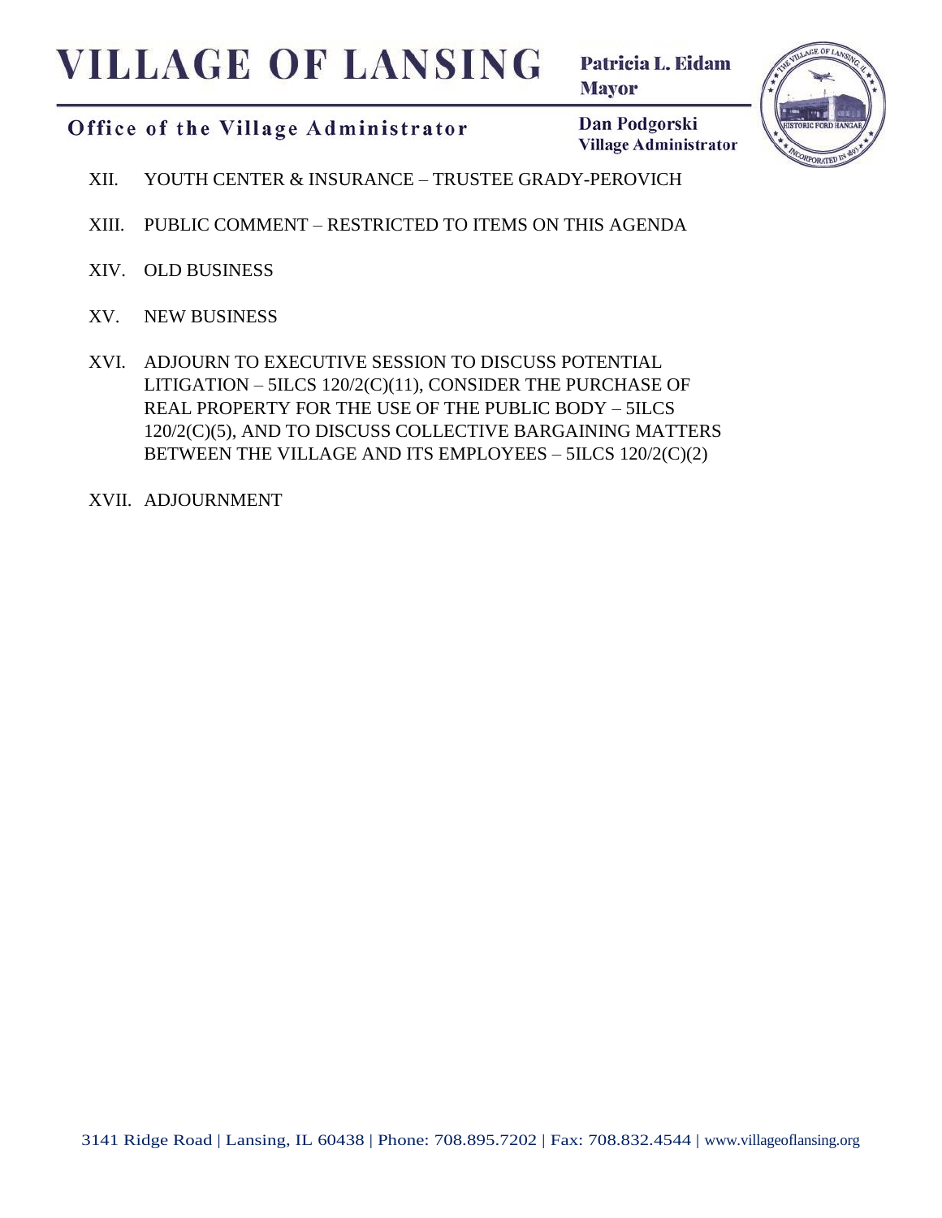XII. YOUTH CENTER & INSURANCE – TRUSTEE GRADY-PEROVICH

XIII. PUBLIC COMMENT – RESTRICTED TO ITEMS ON THIS AGENDA

XIV. OLD BUSINESS

XV. NEW BUSINESS

XVI. ADJOURN TO EXECUTIVE SESSION TO DISCUSS POTENTIAL LITIGATION – 5ILCS 120/2(C)(11), CONSIDER THE PURCHASE OF REAL PROPERTY FOR THE USE OF THE PUBLIC BODY – 5ILCS 120/2(C)(5), AND TO DISCUSS COLLECTIVE BARGAINING MATTERS BETWEEN THE VILLAGE AND ITS EMPLOYEES – 5ILCS 120/2(C)(2)

XVII. ADJOURNMENT